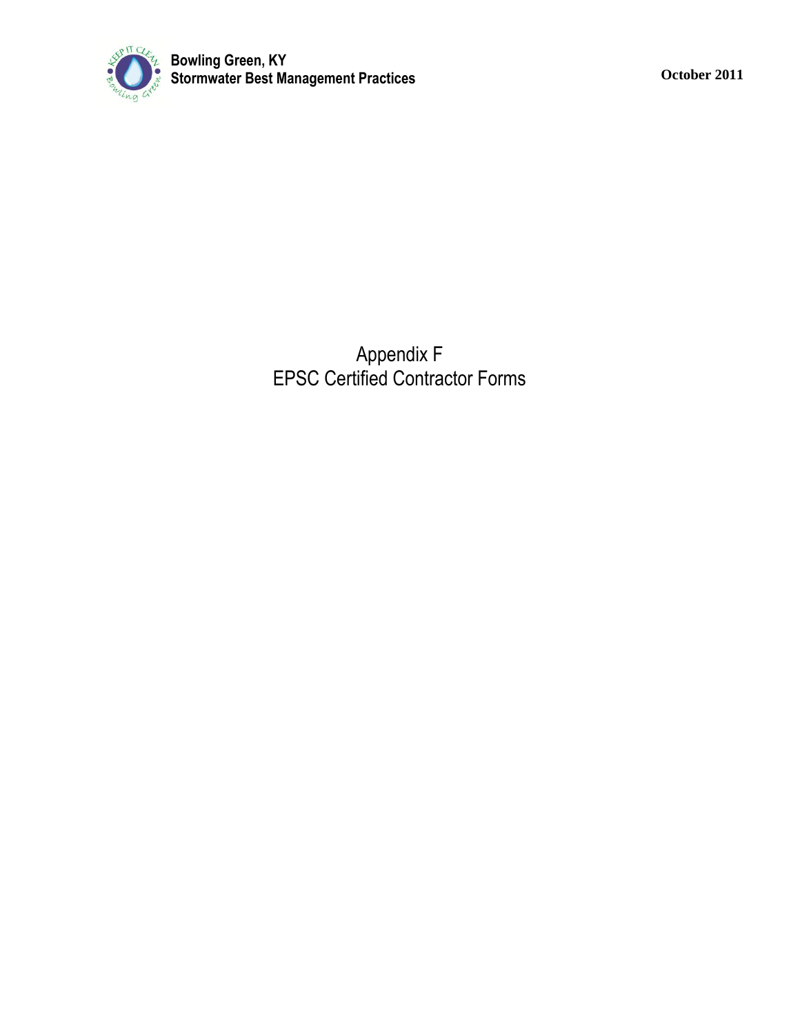# Appendix F
# EPSC Certified Contractor Forms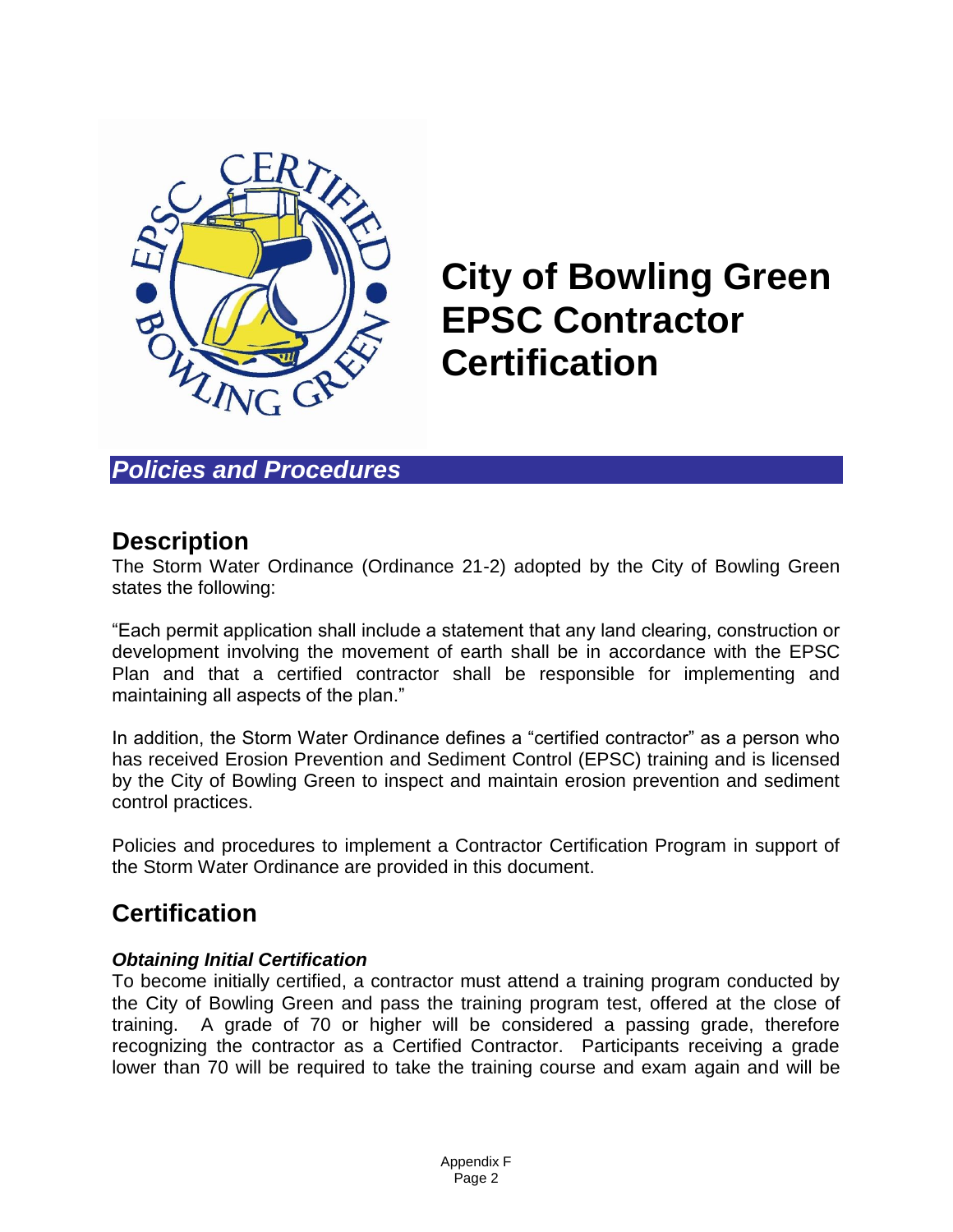# City of Bowling Green EPSC Contractor Certification

## *Policies and Procedures*

## Description

The Storm Water Ordinance (Ordinance 21-2) adopted by the City of Bowling Green states the following:

"Each permit application shall include a statement that any land clearing, construction or development involving the movement of earth shall be in accordance with the EPSC Plan and that a certified contractor shall be responsible for implementing and maintaining all aspects of the plan."

In addition, the Storm Water Ordinance defines a "certified contractor" as a person who has received Erosion Prevention and Sediment Control (EPSC) training and is licensed by the City of Bowling Green to inspect and maintain erosion prevention and sediment control practices.

Policies and procedures to implement a Contractor Certification Program in support of the Storm Water Ordinance are provided in this document.

## Certification

### *Obtaining Initial Certification*

To become initially certified, a contractor must attend a training program conducted by the City of Bowling Green and pass the training program test, offered at the close of training. A grade of 70 or higher will be considered a passing grade, therefore recognizing the contractor as a Certified Contractor. Participants receiving a grade lower than 70 will be required to take the training course and exam again and will be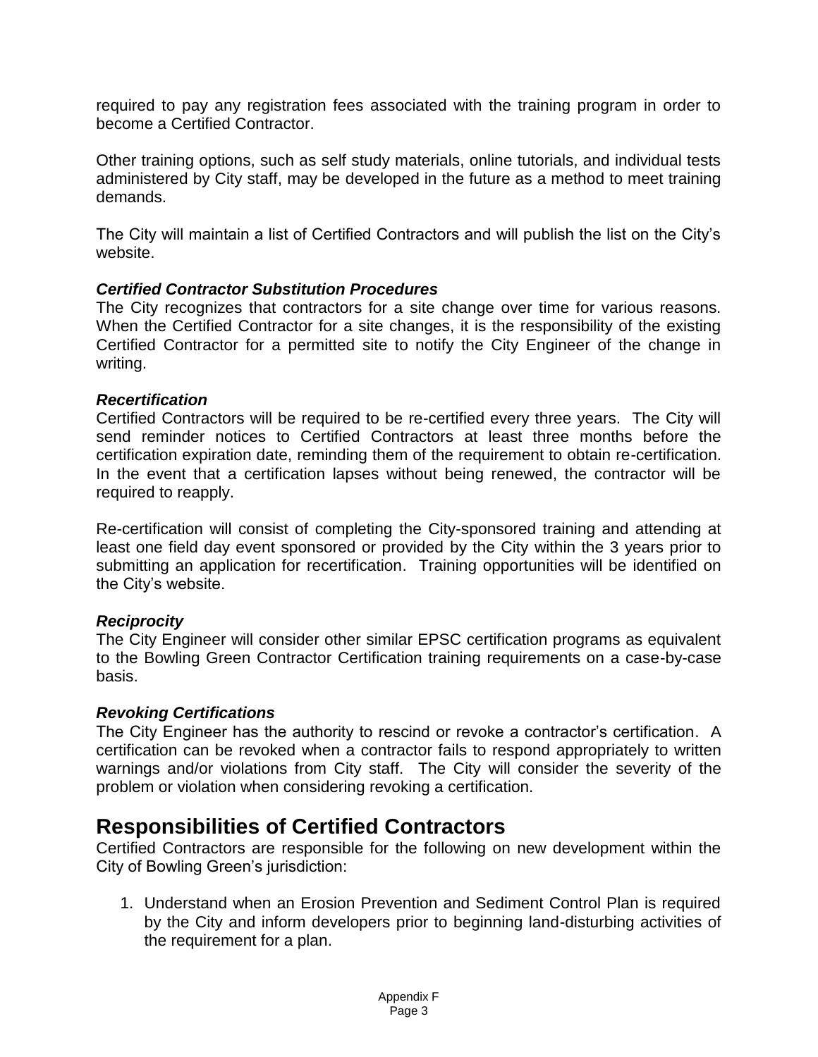required to pay any registration fees associated with the training program in order to become a Certified Contractor.

Other training options, such as self study materials, online tutorials, and individual tests administered by City staff, may be developed in the future as a method to meet training demands.

The City will maintain a list of Certified Contractors and will publish the list on the City's website.

***Certified Contractor Substitution Procedures***

The City recognizes that contractors for a site change over time for various reasons. When the Certified Contractor for a site changes, it is the responsibility of the existing Certified Contractor for a permitted site to notify the City Engineer of the change in writing.

***Recertification***

Certified Contractors will be required to be re-certified every three years. The City will send reminder notices to Certified Contractors at least three months before the certification expiration date, reminding them of the requirement to obtain re-certification. In the event that a certification lapses without being renewed, the contractor will be required to reapply.

Re-certification will consist of completing the City-sponsored training and attending at least one field day event sponsored or provided by the City within the 3 years prior to submitting an application for recertification. Training opportunities will be identified on the City's website.

***Reciprocity***

The City Engineer will consider other similar EPSC certification programs as equivalent to the Bowling Green Contractor Certification training requirements on a case-by-case basis.

***Revoking Certifications***

The City Engineer has the authority to rescind or revoke a contractor's certification. A certification can be revoked when a contractor fails to respond appropriately to written warnings and/or violations from City staff. The City will consider the severity of the problem or violation when considering revoking a certification.

## Responsibilities of Certified Contractors

Certified Contractors are responsible for the following on new development within the City of Bowling Green's jurisdiction:

1. Understand when an Erosion Prevention and Sediment Control Plan is required by the City and inform developers prior to beginning land-disturbing activities of the requirement for a plan.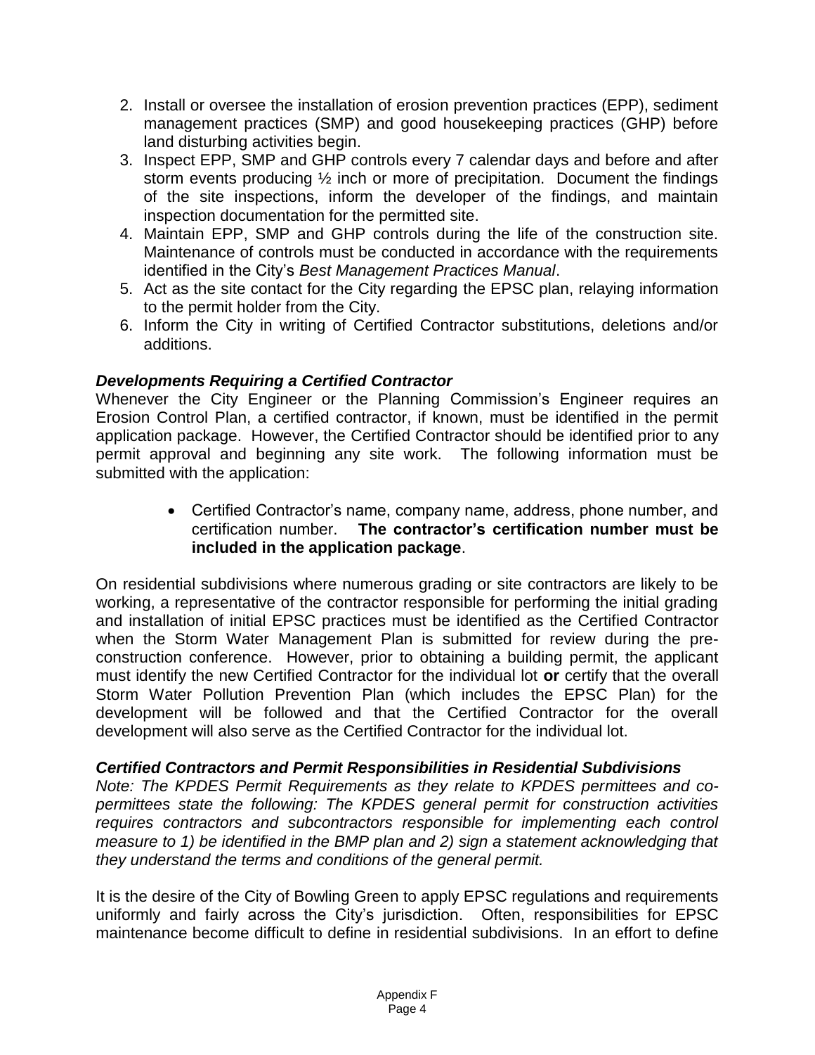2. Install or oversee the installation of erosion prevention practices (EPP), sediment management practices (SMP) and good housekeeping practices (GHP) before land disturbing activities begin.
3. Inspect EPP, SMP and GHP controls every 7 calendar days and before and after storm events producing ½ inch or more of precipitation. Document the findings of the site inspections, inform the developer of the findings, and maintain inspection documentation for the permitted site.
4. Maintain EPP, SMP and GHP controls during the life of the construction site. Maintenance of controls must be conducted in accordance with the requirements identified in the City's *Best Management Practices Manual*.
5. Act as the site contact for the City regarding the EPSC plan, relaying information to the permit holder from the City.
6. Inform the City in writing of Certified Contractor substitutions, deletions and/or additions.

***Developments Requiring a Certified Contractor***

Whenever the City Engineer or the Planning Commission's Engineer requires an Erosion Control Plan, a certified contractor, if known, must be identified in the permit application package. However, the Certified Contractor should be identified prior to any permit approval and beginning any site work. The following information must be submitted with the application:

- Certified Contractor's name, company name, address, phone number, and certification number. **The contractor's certification number must be included in the application package**.

On residential subdivisions where numerous grading or site contractors are likely to be working, a representative of the contractor responsible for performing the initial grading and installation of initial EPSC practices must be identified as the Certified Contractor when the Storm Water Management Plan is submitted for review during the pre-construction conference. However, prior to obtaining a building permit, the applicant must identify the new Certified Contractor for the individual lot **or** certify that the overall Storm Water Pollution Prevention Plan (which includes the EPSC Plan) for the development will be followed and that the Certified Contractor for the overall development will also serve as the Certified Contractor for the individual lot.

***Certified Contractors and Permit Responsibilities in Residential Subdivisions***

*Note: The KPDES Permit Requirements as they relate to KPDES permittees and co-permittees state the following: The KPDES general permit for construction activities requires contractors and subcontractors responsible for implementing each control measure to 1) be identified in the BMP plan and 2) sign a statement acknowledging that they understand the terms and conditions of the general permit.*

It is the desire of the City of Bowling Green to apply EPSC regulations and requirements uniformly and fairly across the City's jurisdiction. Often, responsibilities for EPSC maintenance become difficult to define in residential subdivisions. In an effort to define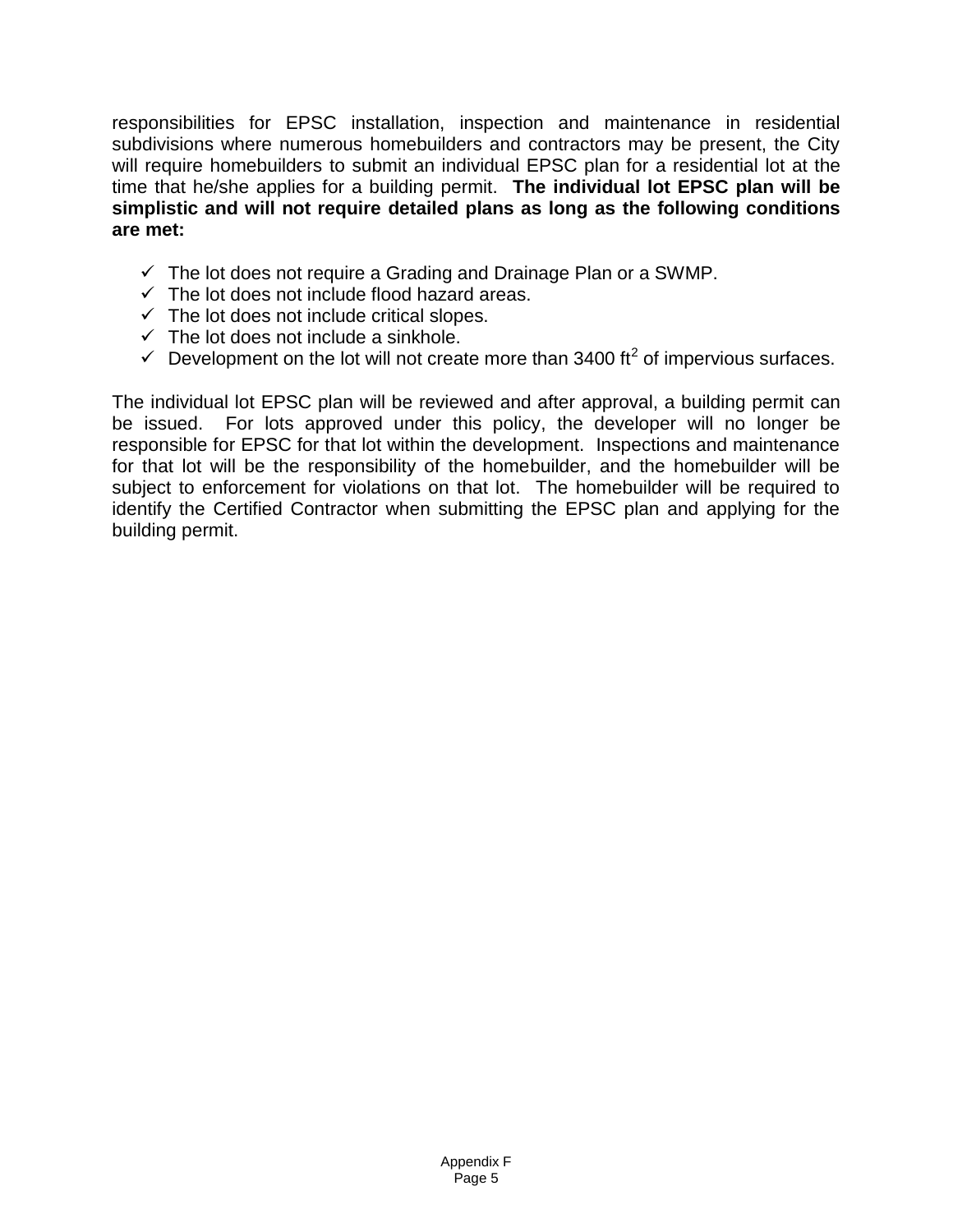responsibilities for EPSC installation, inspection and maintenance in residential subdivisions where numerous homebuilders and contractors may be present, the City will require homebuilders to submit an individual EPSC plan for a residential lot at the time that he/she applies for a building permit. **The individual lot EPSC plan will be simplistic and will not require detailed plans as long as the following conditions are met:**

- ✓ The lot does not require a Grading and Drainage Plan or a SWMP.
- ✓ The lot does not include flood hazard areas.
- ✓ The lot does not include critical slopes.
- ✓ The lot does not include a sinkhole.
- ✓ Development on the lot will not create more than 3400 $ft^2$ of impervious surfaces.

The individual lot EPSC plan will be reviewed and after approval, a building permit can be issued. For lots approved under this policy, the developer will no longer be responsible for EPSC for that lot within the development. Inspections and maintenance for that lot will be the responsibility of the homebuilder, and the homebuilder will be subject to enforcement for violations on that lot. The homebuilder will be required to identify the Certified Contractor when submitting the EPSC plan and applying for the building permit.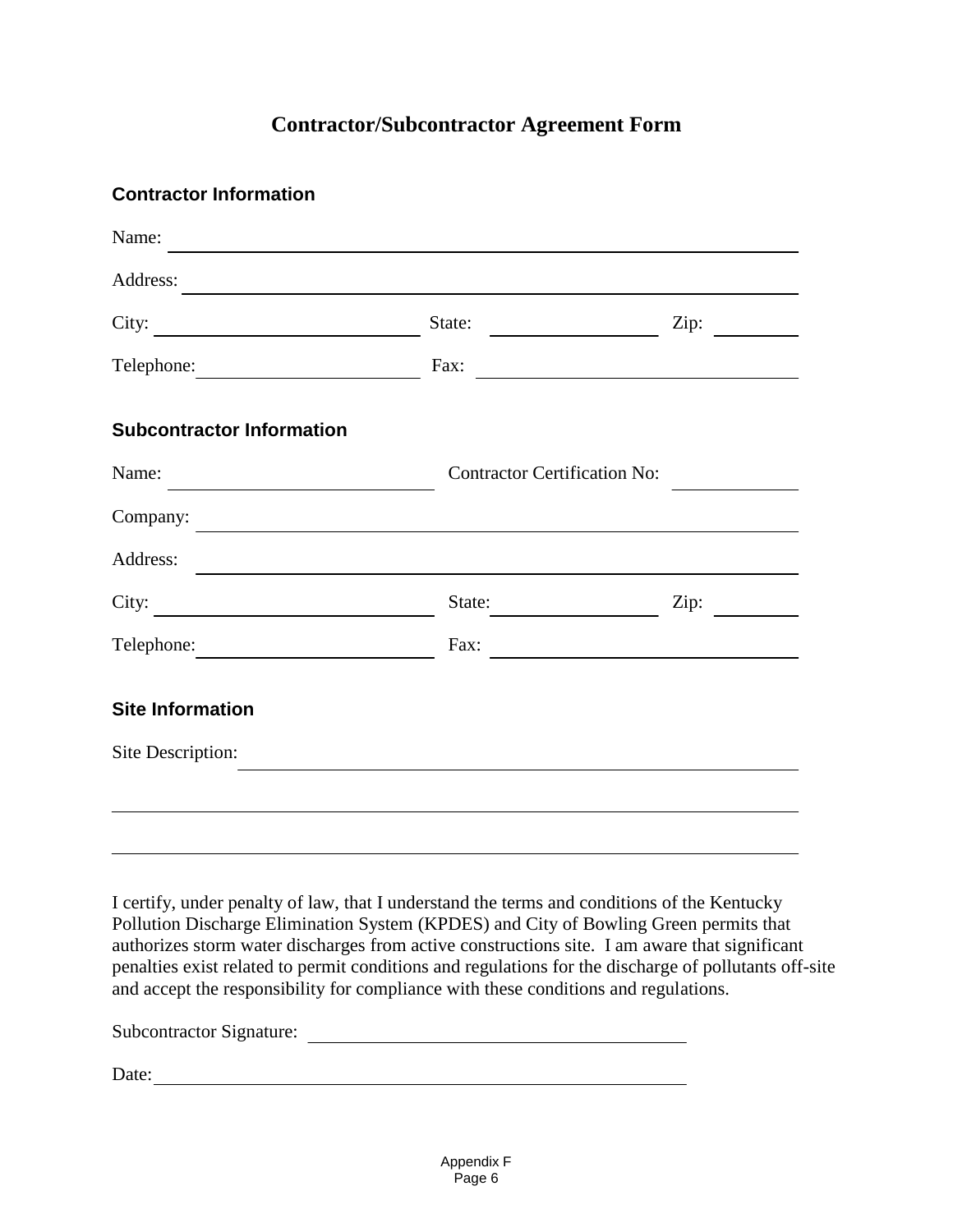# Contractor/Subcontractor Agreement Form

## Contractor Information

Name: ______________________________________________

Address: ______________________________________________

City: ____________________ State: ______________ Zip: ________

Telephone: ____________________ Fax: ____________________

## Subcontractor Information

Name: ____________________ Contractor Certification No: ____________

Company: ______________________________________________

Address: ______________________________________________

City: ____________________ State: ______________ Zip: ________

Telephone: ____________________ Fax: ____________________

## Site Information

Site Description: ______________________________________________

______________________________________________

______________________________________________

I certify, under penalty of law, that I understand the terms and conditions of the Kentucky Pollution Discharge Elimination System (KPDES) and City of Bowling Green permits that authorizes storm water discharges from active constructions site. I am aware that significant penalties exist related to permit conditions and regulations for the discharge of pollutants off-site and accept the responsibility for compliance with these conditions and regulations.

Subcontractor Signature: ______________________________

Date: ______________________________

Appendix F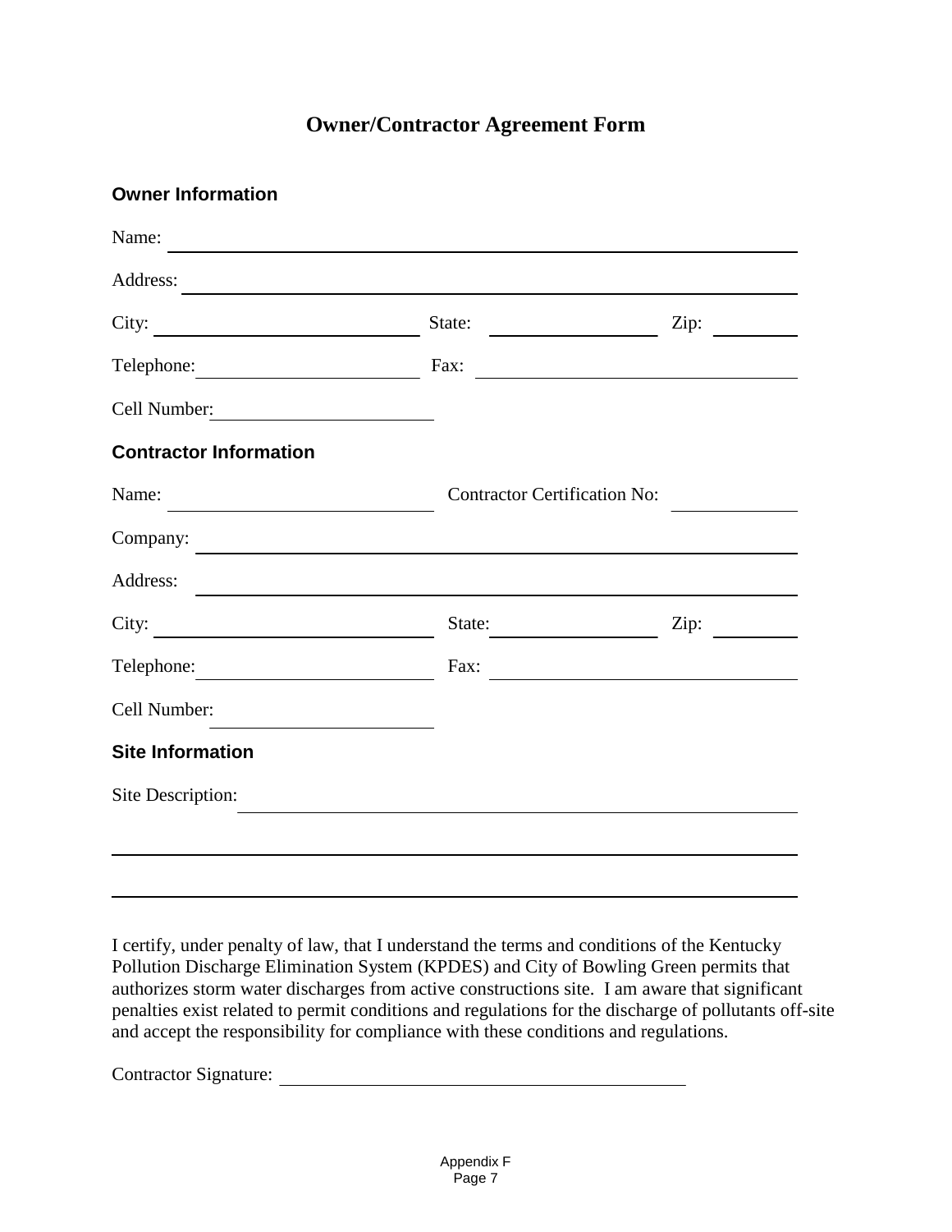# Owner/Contractor Agreement Form

## Owner Information

Name: \_\_\_\_\_\_\_\_\_\_\_\_\_\_\_\_\_\_\_\_\_\_\_\_\_\_\_\_\_\_\_\_\_\_\_\_\_\_\_\_

Address: \_\_\_\_\_\_\_\_\_\_\_\_\_\_\_\_\_\_\_\_\_\_\_\_\_\_\_\_\_\_\_\_\_\_\_\_\_\_\_\_

City: \_\_\_\_\_\_\_\_\_\_\_\_\_\_\_\_ State: \_\_\_\_\_\_\_\_\_\_ Zip: \_\_\_\_\_\_

Telephone: \_\_\_\_\_\_\_\_\_\_\_\_\_\_\_\_ Fax: \_\_\_\_\_\_\_\_\_\_\_\_\_\_\_\_

Cell Number: \_\_\_\_\_\_\_\_\_\_\_\_\_\_\_\_

## Contractor Information

Name: \_\_\_\_\_\_\_\_\_\_\_\_\_\_\_\_ Contractor Certification No: \_\_\_\_\_\_\_\_

Company: \_\_\_\_\_\_\_\_\_\_\_\_\_\_\_\_\_\_\_\_\_\_\_\_\_\_\_\_\_\_\_\_\_\_\_\_\_\_\_\_

Address: \_\_\_\_\_\_\_\_\_\_\_\_\_\_\_\_\_\_\_\_\_\_\_\_\_\_\_\_\_\_\_\_\_\_\_\_\_\_\_\_

City: \_\_\_\_\_\_\_\_\_\_\_\_\_\_\_\_ State: \_\_\_\_\_\_\_\_\_\_ Zip: \_\_\_\_\_\_

Telephone: \_\_\_\_\_\_\_\_\_\_\_\_\_\_\_\_ Fax: \_\_\_\_\_\_\_\_\_\_\_\_\_\_\_\_

Cell Number: \_\_\_\_\_\_\_\_\_\_\_\_\_\_\_\_

## Site Information

Site Description: \_\_\_\_\_\_\_\_\_\_\_\_\_\_\_\_\_\_\_\_\_\_\_\_\_\_\_\_\_\_\_\_\_\_\_\_\_\_\_\_

\_\_\_\_\_\_\_\_\_\_\_\_\_\_\_\_\_\_\_\_\_\_\_\_\_\_\_\_\_\_\_\_\_\_\_\_\_\_\_\_\_\_\_\_\_\_\_\_\_\_\_\_

\_\_\_\_\_\_\_\_\_\_\_\_\_\_\_\_\_\_\_\_\_\_\_\_\_\_\_\_\_\_\_\_\_\_\_\_\_\_\_\_\_\_\_\_\_\_\_\_\_\_\_\_

I certify, under penalty of law, that I understand the terms and conditions of the Kentucky Pollution Discharge Elimination System (KPDES) and City of Bowling Green permits that authorizes storm water discharges from active constructions site. I am aware that significant penalties exist related to permit conditions and regulations for the discharge of pollutants off-site and accept the responsibility for compliance with these conditions and regulations.

Contractor Signature: \_\_\_\_\_\_\_\_\_\_\_\_\_\_\_\_\_\_\_\_\_\_\_\_\_\_\_\_\_\_\_\_

Appendix F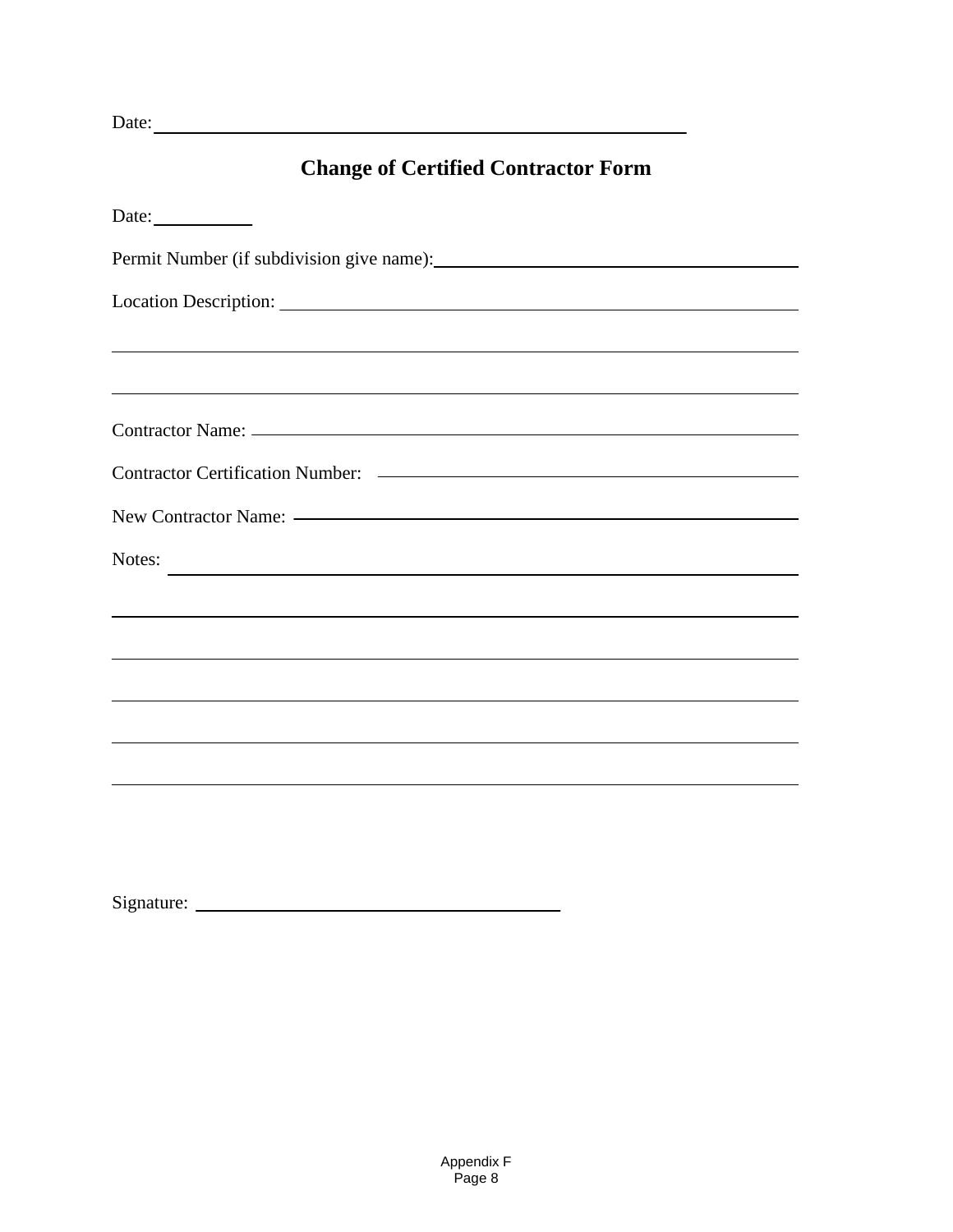Date: ____________________________________________

## Change of Certified Contractor Form

Date: __________

Permit Number (if subdivision give name): ______________________________

Location Description: ______________________________________________

____________________________________________________________________

____________________________________________________________________

Contractor Name: __________________________________________________

Contractor Certification Number: ____________________________________

New Contractor Name: ______________________________________________

Notes: ____________________________________________________________

____________________________________________________________________

____________________________________________________________________

____________________________________________________________________

____________________________________________________________________

____________________________________________________________________

Signature: ______________________________